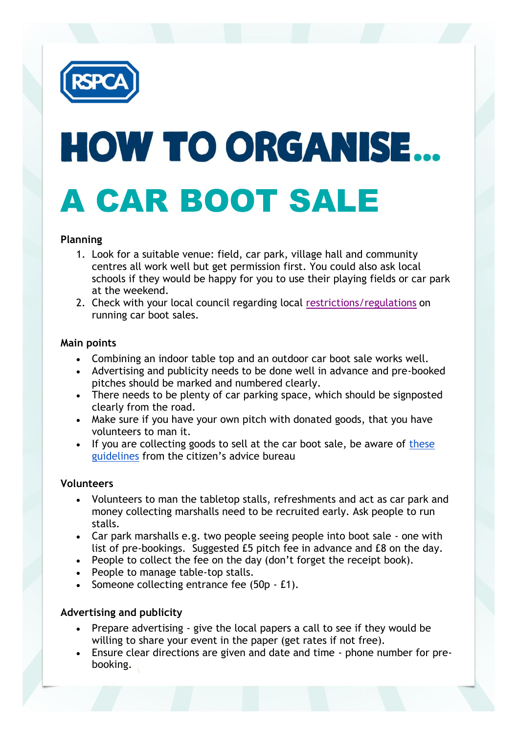RSPCA

# HOW TO ORGANISE...

# A CAR BOOT SALE

**Planning**

1. Look for a suitable venue: field, car park, village hall and community centres all work well but get permission first. You could also ask local schools if they would be happy for you to use their playing fields or car park at the weekend.
2. Check with your local council regarding local restrictions/regulations on running car boot sales.

**Main points**

- Combining an indoor table top and an outdoor car boot sale works well.
- Advertising and publicity needs to be done well in advance and pre-booked pitches should be marked and numbered clearly.
- There needs to be plenty of car parking space, which should be signposted clearly from the road.
- Make sure if you have your own pitch with donated goods, that you have volunteers to man it.
- If you are collecting goods to sell at the car boot sale, be aware of these guidelines from the citizen's advice bureau

**Volunteers**

- Volunteers to man the tabletop stalls, refreshments and act as car park and money collecting marshalls need to be recruited early. Ask people to run stalls.
- Car park marshalls e.g. two people seeing people into boot sale - one with list of pre-bookings. Suggested £5 pitch fee in advance and £8 on the day.
- People to collect the fee on the day (don't forget the receipt book).
- People to manage table-top stalls.
- Someone collecting entrance fee (50p - £1).

**Advertising and publicity**

- Prepare advertising - give the local papers a call to see if they would be willing to share your event in the paper (get rates if not free).
- Ensure clear directions are given and date and time - phone number for pre-booking.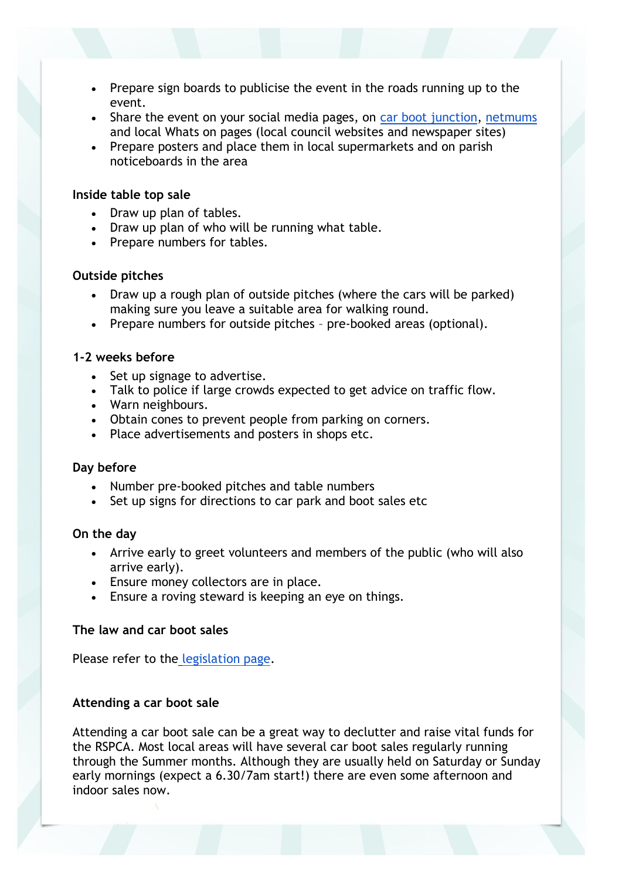- Prepare sign boards to publicise the event in the roads running up to the event.
- Share the event on your social media pages, on car boot junction, netmums and local Whats on pages (local council websites and newspaper sites)
- Prepare posters and place them in local supermarkets and on parish noticeboards in the area

**Inside table top sale**

- Draw up plan of tables.
- Draw up plan of who will be running what table.
- Prepare numbers for tables.

**Outside pitches**

- Draw up a rough plan of outside pitches (where the cars will be parked) making sure you leave a suitable area for walking round.
- Prepare numbers for outside pitches – pre-booked areas (optional).

**1-2 weeks before**

- Set up signage to advertise.
- Talk to police if large crowds expected to get advice on traffic flow.
- Warn neighbours.
- Obtain cones to prevent people from parking on corners.
- Place advertisements and posters in shops etc.

**Day before**

- Number pre-booked pitches and table numbers
- Set up signs for directions to car park and boot sales etc

**On the day**

- Arrive early to greet volunteers and members of the public (who will also arrive early).
- Ensure money collectors are in place.
- Ensure a roving steward is keeping an eye on things.

**The law and car boot sales**

Please refer to the legislation page.

**Attending a car boot sale**

Attending a car boot sale can be a great way to declutter and raise vital funds for the RSPCA. Most local areas will have several car boot sales regularly running through the Summer months. Although they are usually held on Saturday or Sunday early mornings (expect a 6.30/7am start!) there are even some afternoon and indoor sales now.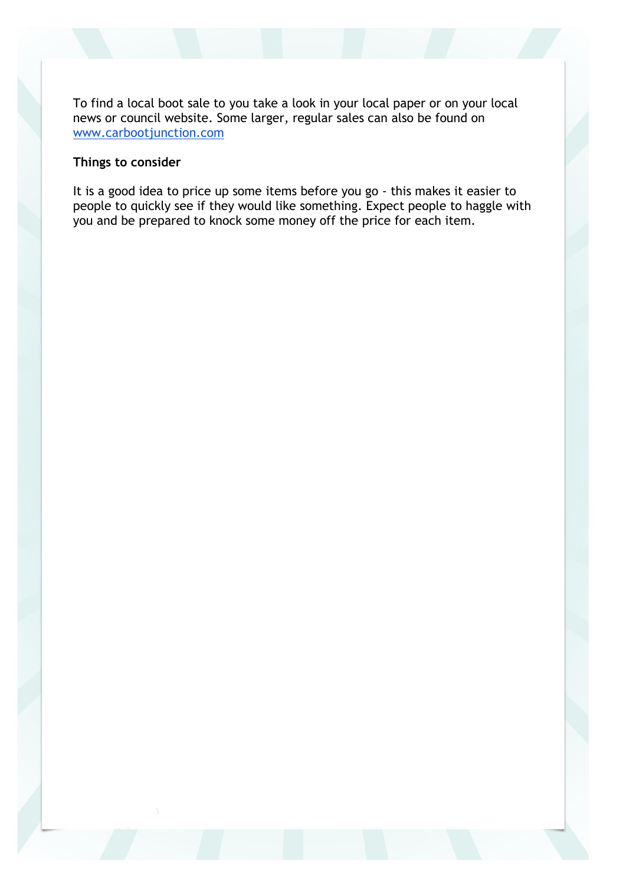To find a local boot sale to you take a look in your local paper or on your local news or council website. Some larger, regular sales can also be found on [www.carbootjunction.com](http://www.carbootjunction.com)

**Things to consider**

It is a good idea to price up some items before you go - this makes it easier to people to quickly see if they would like something. Expect people to haggle with you and be prepared to knock some money off the price for each item.